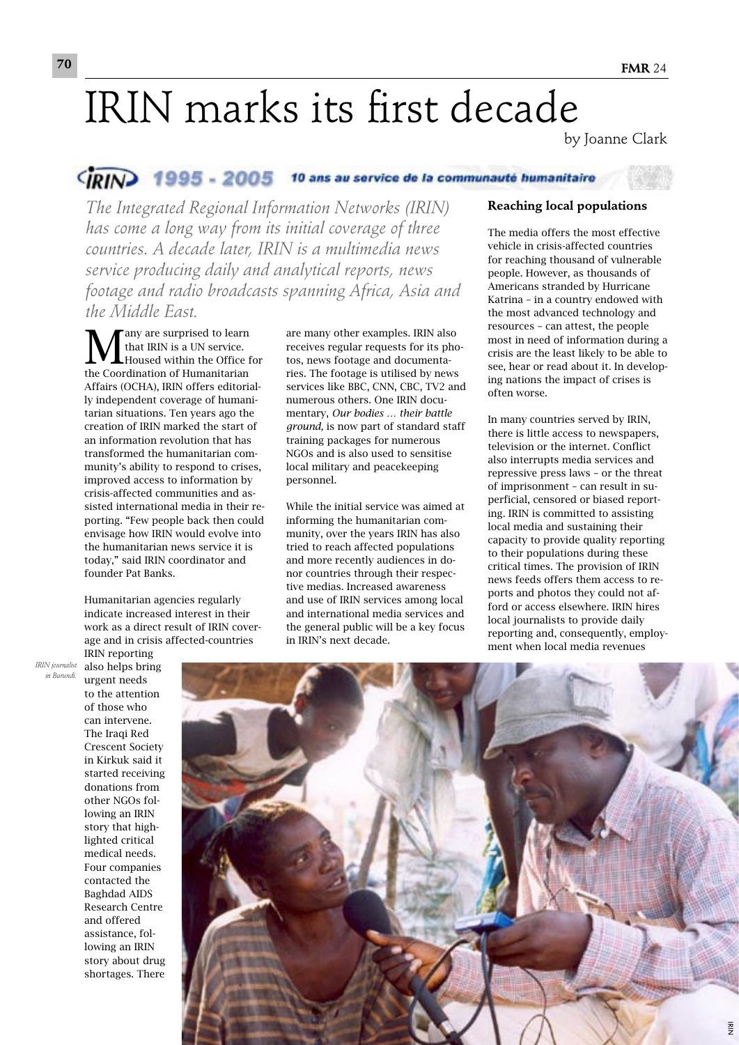# IRIN marks its first decade

by Joanne Clark

IRIN 1995 - 2005 10 ans au service de la communauté humanitaire

*The Integrated Regional Information Networks (IRIN) has come a long way from its initial coverage of three countries. A decade later, IRIN is a multimedia news service producing daily and analytical reports, news footage and radio broadcasts spanning Africa, Asia and the Middle East.*

Many are surprised to learn that IRIN is a UN service. Housed within the Office for the Coordination of Humanitarian Affairs (OCHA), IRIN offers editorially independent coverage of humanitarian situations. Ten years ago the creation of IRIN marked the start of an information revolution that has transformed the humanitarian community's ability to respond to crises, improved access to information by crisis-affected communities and assisted international media in their reporting. "Few people back then could envisage how IRIN would evolve into the humanitarian news service it is today," said IRIN coordinator and founder Pat Banks.

Humanitarian agencies regularly indicate increased interest in their work as a direct result of IRIN coverage and in crisis affected-countries IRIN reporting also helps bring urgent needs to the attention of those who can intervene. The Iraqi Red Crescent Society in Kirkuk said it started receiving donations from other NGOs following an IRIN story that highlighted critical medical needs. Four companies contacted the Baghdad AIDS Research Centre and offered assistance, following an IRIN story about drug shortages. There are many other examples. IRIN also receives regular requests for its photos, news footage and documentaries. The footage is utilised by news services like BBC, CNN, CBC, TV2 and numerous others. One IRIN documentary, *Our bodies … their battle ground,* is now part of standard staff training packages for numerous NGOs and is also used to sensitise local military and peacekeeping personnel.

While the initial service was aimed at informing the humanitarian community, over the years IRIN has also tried to reach affected populations and more recently audiences in donor countries through their respective medias. Increased awareness and use of IRIN services among local and international media services and the general public will be a key focus in IRIN's next decade.

*IRIN journalist in Burundi.*

## Reaching local populations

The media offers the most effective vehicle in crisis-affected countries for reaching thousand of vulnerable people. However, as thousands of Americans stranded by Hurricane Katrina – in a country endowed with the most advanced technology and resources – can attest, the people most in need of information during a crisis are the least likely to be able to see, hear or read about it. In developing nations the impact of crises is often worse.

In many countries served by IRIN, there is little access to newspapers, television or the internet. Conflict also interrupts media services and repressive press laws – or the threat of imprisonment – can result in superficial, censored or biased reporting. IRIN is committed to assisting local media and sustaining their capacity to provide quality reporting to their populations during these critical times. The provision of IRIN news feeds offers them access to reports and photos they could not afford or access elsewhere. IRIN hires local journalists to provide daily reporting and, consequently, employment when local media revenues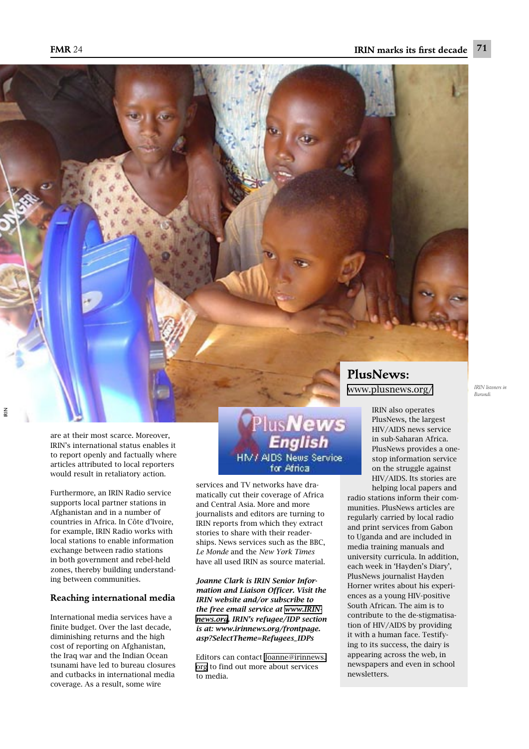are at their most scarce. Moreover, IRIN's international status enables it to report openly and factually where articles attributed to local reporters would result in retaliatory action.

Furthermore, an IRIN Radio service supports local partner stations in Afghanistan and in a number of countries in Africa. In Côte d'Ivoire, for example, IRIN Radio works with local stations to enable information exchange between radio stations in both government and rebel-held zones, thereby building understanding between communities.

## Reaching international media

International media services have a finite budget. Over the last decade, diminishing returns and the high cost of reporting on Afghanistan, the Iraq war and the Indian Ocean tsunami have led to bureau closures and cutbacks in international media coverage. As a result, some wire services and TV networks have dramatically cut their coverage of Africa and Central Asia. More and more journalists and editors are turning to IRIN reports from which they extract stories to share with their readerships. News services such as the BBC, *Le Monde* and the *New York Times* have all used IRIN as source material.

***Joanne Clark is IRIN Senior Information and Liaison Officer. Visit the IRIN website and/or subscribe to the free email service at www.IRINnews.org. IRIN's refugee/IDP section is at: www.irinnews.org/frontpage.asp?SelectTheme=Refugees_IDPs***

Editors can contact Joanne@irinnews.org to find out more about services to media.

## PlusNews: www.plusnews.org/

PlusNews English
HIV/AIDS News Service for Africa

IRIN also operates PlusNews, the largest HIV/AIDS news service in sub-Saharan Africa. PlusNews provides a one-stop information service on the struggle against HIV/AIDS. Its stories are helping local papers and radio stations inform their communities. PlusNews articles are regularly carried by local radio and print services from Gabon to Uganda and are included in media training manuals and university curricula. In addition, each week in 'Hayden's Diary', PlusNews journalist Hayden Horner writes about his experiences as a young HIV-positive South African. The aim is to contribute to the de-stigmatisation of HIV/AIDS by providing it with a human face. Testifying to its success, the dairy is appearing across the web, in newspapers and even in school newsletters.

*IRIN listeners in Burundi.*

IRIN